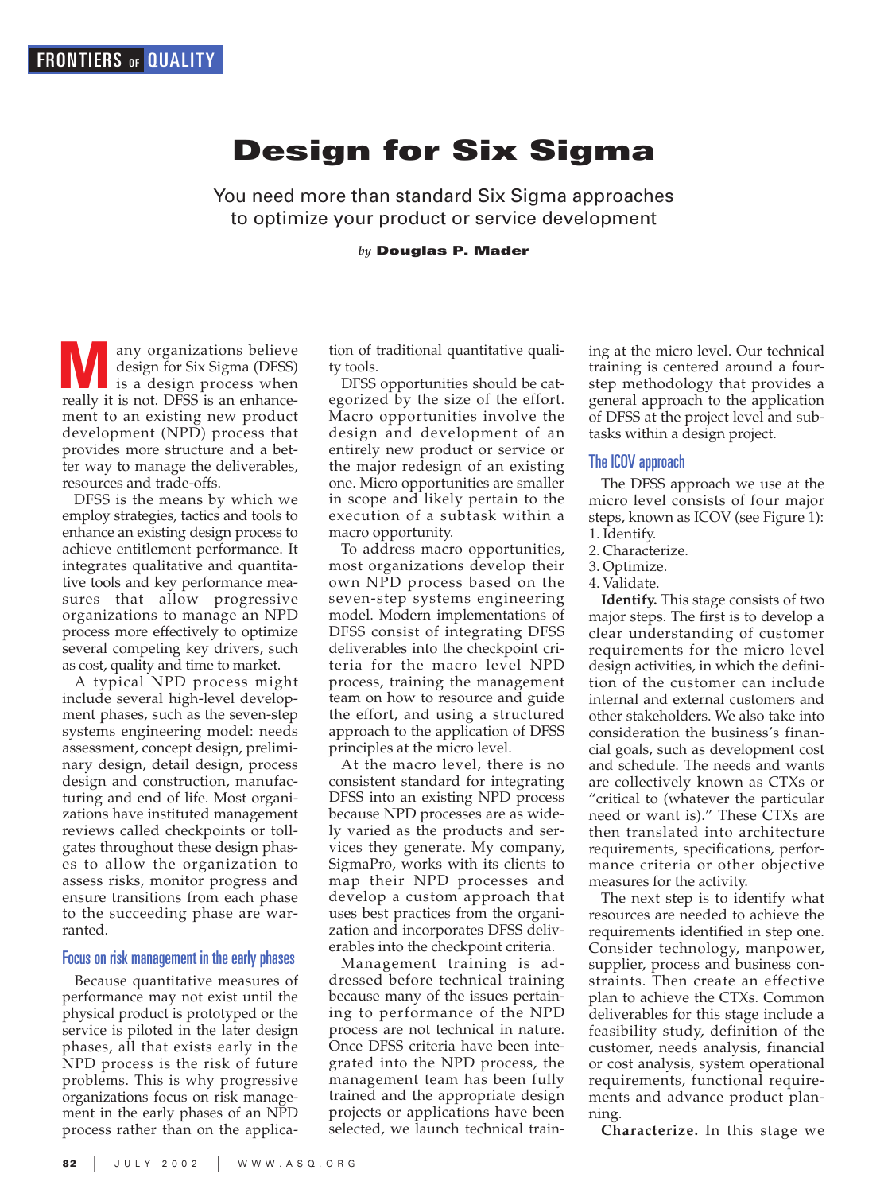FRONTIERS OF QUALITY

# Design for Six Sigma

You need more than standard Six Sigma approaches to optimize your product or service development

*by* **Douglas P. Mader**

Many organizations believe design for Six Sigma (DFSS) is a design process when really it is not. DFSS is an enhancement to an existing new product development (NPD) process that provides more structure and a better way to manage the deliverables, resources and trade-offs.

DFSS is the means by which we employ strategies, tactics and tools to enhance an existing design process to achieve entitlement performance. It integrates qualitative and quantitative tools and key performance measures that allow progressive organizations to manage an NPD process more effectively to optimize several competing key drivers, such as cost, quality and time to market.

A typical NPD process might include several high-level development phases, such as the seven-step systems engineering model: needs assessment, concept design, preliminary design, detail design, process design and construction, manufacturing and end of life. Most organizations have instituted management reviews called checkpoints or tollgates throughout these design phases to allow the organization to assess risks, monitor progress and ensure transitions from each phase to the succeeding phase are warranted.

## Focus on risk management in the early phases

Because quantitative measures of performance may not exist until the physical product is prototyped or the service is piloted in the later design phases, all that exists early in the NPD process is the risk of future problems. This is why progressive organizations focus on risk management in the early phases of an NPD process rather than on the application of traditional quantitative quality tools.

DFSS opportunities should be categorized by the size of the effort. Macro opportunities involve the design and development of an entirely new product or service or the major redesign of an existing one. Micro opportunities are smaller in scope and likely pertain to the execution of a subtask within a macro opportunity.

To address macro opportunities, most organizations develop their own NPD process based on the seven-step systems engineering model. Modern implementations of DFSS consist of integrating DFSS deliverables into the checkpoint criteria for the macro level NPD process, training the management team on how to resource and guide the effort, and using a structured approach to the application of DFSS principles at the micro level.

At the macro level, there is no consistent standard for integrating DFSS into an existing NPD process because NPD processes are as widely varied as the products and services they generate. My company, SigmaPro, works with its clients to map their NPD processes and develop a custom approach that uses best practices from the organization and incorporates DFSS deliverables into the checkpoint criteria.

Management training is addressed before technical training because many of the issues pertaining to performance of the NPD process are not technical in nature. Once DFSS criteria have been integrated into the NPD process, the management team has been fully trained and the appropriate design projects or applications have been selected, we launch technical training at the micro level. Our technical training is centered around a four-step methodology that provides a general approach to the application of DFSS at the project level and subtasks within a design project.

## The ICOV approach

The DFSS approach we use at the micro level consists of four major steps, known as ICOV (see Figure 1):

1. Identify.
2. Characterize.
3. Optimize.
4. Validate.

**Identify.** This stage consists of two major steps. The first is to develop a clear understanding of customer requirements for the micro level design activities, in which the definition of the customer can include internal and external customers and other stakeholders. We also take into consideration the business's financial goals, such as development cost and schedule. The needs and wants are collectively known as CTXs or "critical to (whatever the particular need or want is)." These CTXs are then translated into architecture requirements, specifications, performance criteria or other objective measures for the activity.

The next step is to identify what resources are needed to achieve the requirements identified in step one. Consider technology, manpower, supplier, process and business constraints. Then create an effective plan to achieve the CTXs. Common deliverables for this stage include a feasibility study, definition of the customer, needs analysis, financial or cost analysis, system operational requirements, functional requirements and advance product planning.

**Characterize.** In this stage we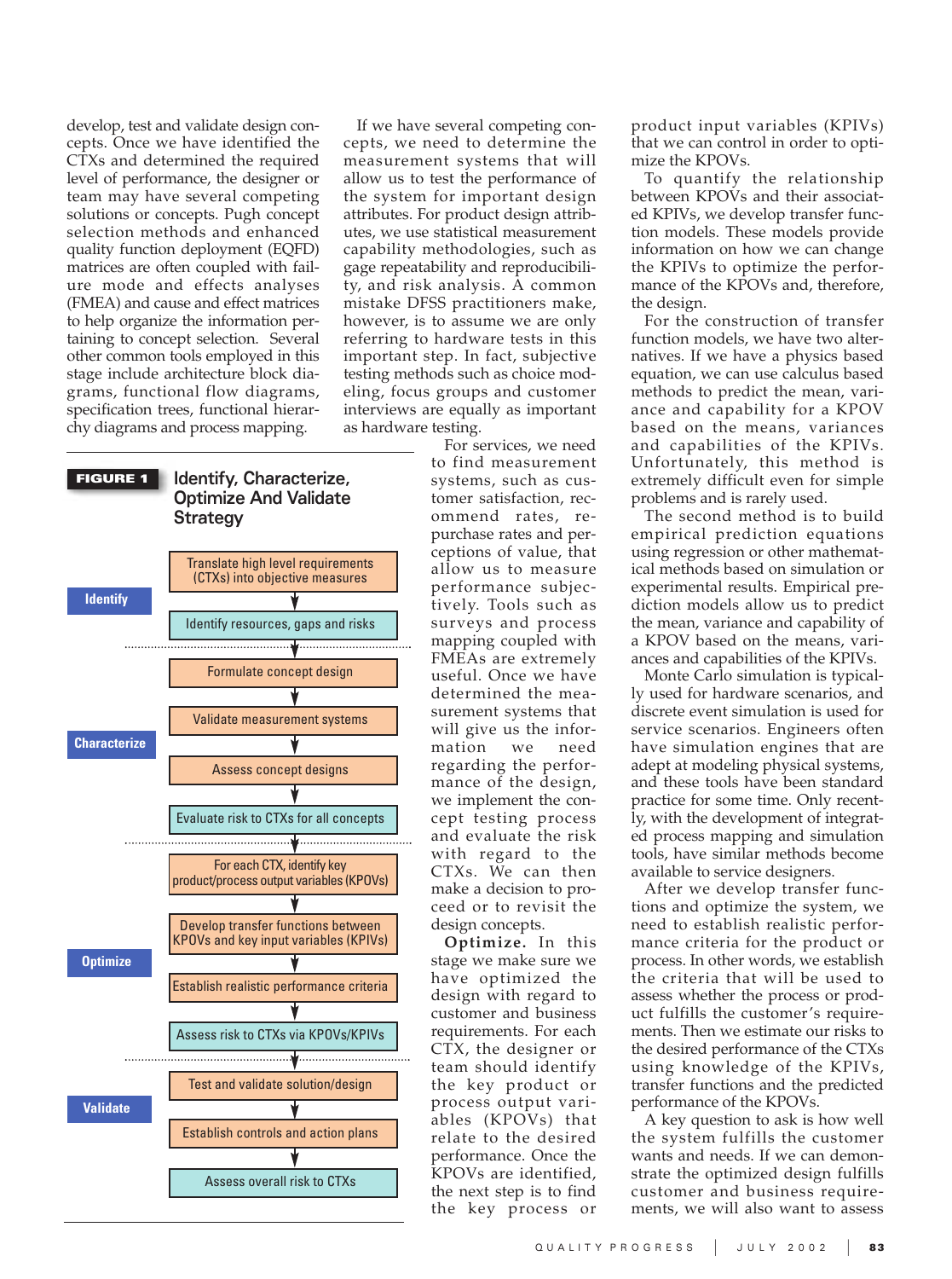develop, test and validate design concepts. Once we have identified the CTXs and determined the required level of performance, the designer or team may have several competing solutions or concepts. Pugh concept selection methods and enhanced quality function deployment (EQFD) matrices are often coupled with failure mode and effects analyses (FMEA) and cause and effect matrices to help organize the information pertaining to concept selection. Several other common tools employed in this stage include architecture block diagrams, functional flow diagrams, specification trees, functional hierarchy diagrams and process mapping.

If we have several competing concepts, we need to determine the measurement systems that will allow us to test the performance of the system for important design attributes. For product design attributes, we use statistical measurement capability methodologies, such as gage repeatability and reproducibility, and risk analysis. A common mistake DFSS practitioners make, however, is to assume we are only referring to hardware tests in this important step. In fact, subjective testing methods such as choice modeling, focus groups and customer interviews are equally as important as hardware testing.

**FIGURE 1** Identify, Characterize, Optimize And Validate Strategy

**Identify**
- Translate high level requirements (CTXs) into objective measures
- Identify resources, gaps and risks

**Characterize**
- Formulate concept design
- Validate measurement systems
- Assess concept designs
- Evaluate risk to CTXs for all concepts

**Optimize**
- For each CTX, identify key product/process output variables (KPOVs)
- Develop transfer functions between KPOVs and key input variables (KPIVs)
- Establish realistic performance criteria
- Assess risk to CTXs via KPOVs/KPIVs

**Validate**
- Test and validate solution/design
- Establish controls and action plans
- Assess overall risk to CTXs

For services, we need to find measurement systems, such as customer satisfaction, recommend rates, repurchase rates and perceptions of value, that allow us to measure performance subjectively. Tools such as surveys and process mapping coupled with FMEAs are extremely useful. Once we have determined the measurement systems that will give us the information we need regarding the performance of the design, we implement the concept testing process and evaluate the risk with regard to the CTXs. We can then make a decision to proceed or to revisit the design concepts.

**Optimize.** In this stage we make sure we have optimized the design with regard to customer and business requirements. For each CTX, the designer or team should identify the key product or process output variables (KPOVs) that relate to the desired performance. Once the KPOVs are identified, the next step is to find the key process or product input variables (KPIVs) that we can control in order to optimize the KPOVs.

To quantify the relationship between KPOVs and their associated KPIVs, we develop transfer function models. These models provide information on how we can change the KPIVs to optimize the performance of the KPOVs and, therefore, the design.

For the construction of transfer function models, we have two alternatives. If we have a physics based equation, we can use calculus based methods to predict the mean, variance and capability for a KPOV based on the means, variances and capabilities of the KPIVs. Unfortunately, this method is extremely difficult even for simple problems and is rarely used.

The second method is to build empirical prediction equations using regression or other mathematical methods based on simulation or experimental results. Empirical prediction models allow us to predict the mean, variance and capability of a KPOV based on the means, variances and capabilities of the KPIVs.

Monte Carlo simulation is typically used for hardware scenarios, and discrete event simulation is used for service scenarios. Engineers often have simulation engines that are adept at modeling physical systems, and these tools have been standard practice for some time. Only recently, with the development of integrated process mapping and simulation tools, have similar methods become available to service designers.

After we develop transfer functions and optimize the system, we need to establish realistic performance criteria for the product or process. In other words, we establish the criteria that will be used to assess whether the process or product fulfills the customer's requirements. Then we estimate our risks to the desired performance of the CTXs using knowledge of the KPIVs, transfer functions and the predicted performance of the KPOVs.

A key question to ask is how well the system fulfills the customer wants and needs. If we can demonstrate the optimized design fulfills customer and business requirements, we will also want to assess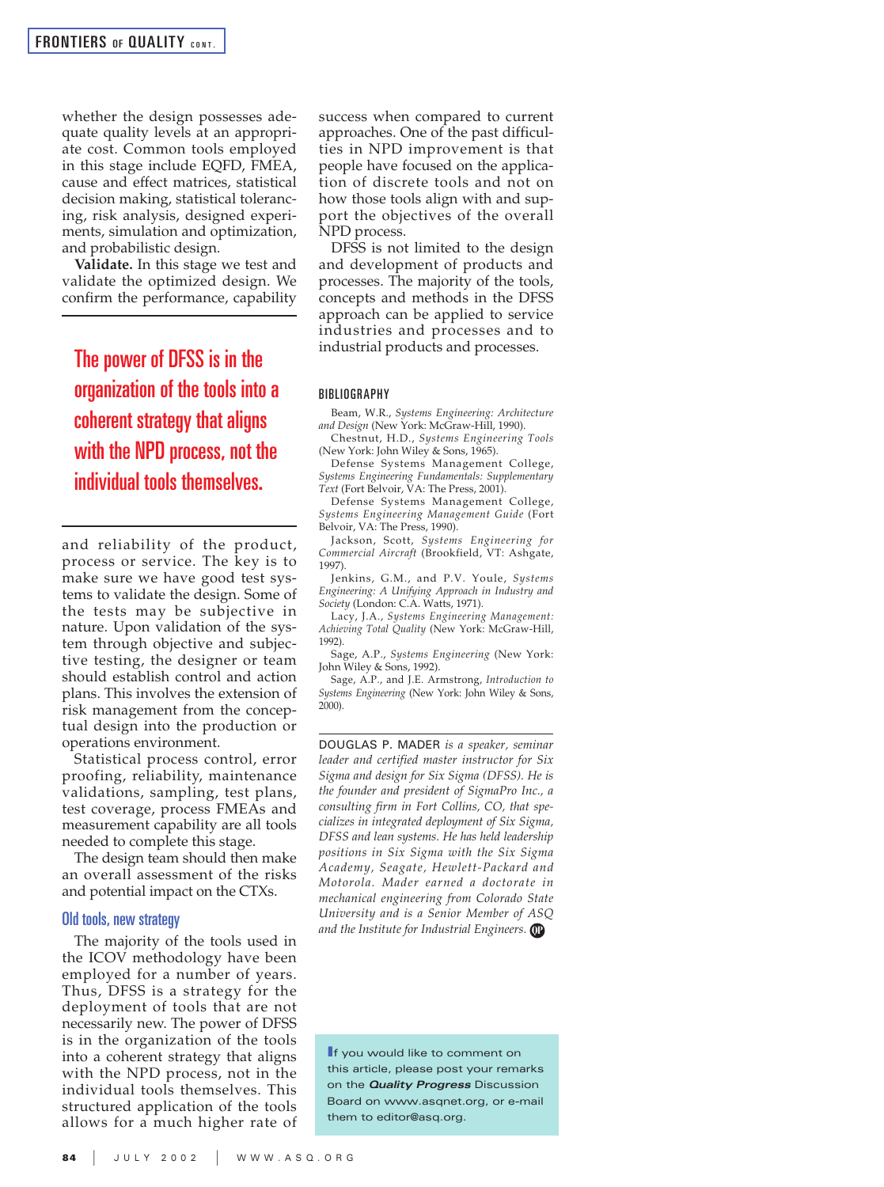whether the design possesses adequate quality levels at an appropriate cost. Common tools employed in this stage include EQFD, FMEA, cause and effect matrices, statistical decision making, statistical tolerancing, risk analysis, designed experiments, simulation and optimization, and probabilistic design.

**Validate.** In this stage we test and validate the optimized design. We confirm the performance, capability and reliability of the product, process or service. The key is to make sure we have good test systems to validate the design. Some of the tests may be subjective in nature. Upon validation of the system through objective and subjective testing, the designer or team should establish control and action plans. This involves the extension of risk management from the conceptual design into the production or operations environment.

> The power of DFSS is in the organization of the tools into a coherent strategy that aligns with the NPD process, not the individual tools themselves.

Statistical process control, error proofing, reliability, maintenance validations, sampling, test plans, test coverage, process FMEAs and measurement capability are all tools needed to complete this stage.

The design team should then make an overall assessment of the risks and potential impact on the CTXs.

### Old tools, new strategy

The majority of the tools used in the ICOV methodology have been employed for a number of years. Thus, DFSS is a strategy for the deployment of tools that are not necessarily new. The power of DFSS is in the organization of the tools into a coherent strategy that aligns with the NPD process, not in the individual tools themselves. This structured application of the tools allows for a much higher rate of success when compared to current approaches. One of the past difficulties in NPD improvement is that people have focused on the application of discrete tools and not on how those tools align with and support the objectives of the overall NPD process.

DFSS is not limited to the design and development of products and processes. The majority of the tools, concepts and methods in the DFSS approach can be applied to service industries and processes and to industrial products and processes.

### BIBLIOGRAPHY

Beam, W.R., *Systems Engineering: Architecture and Design* (New York: McGraw-Hill, 1990).

Chestnut, H.D., *Systems Engineering Tools* (New York: John Wiley & Sons, 1965).

Defense Systems Management College, *Systems Engineering Fundamentals: Supplementary Text* (Fort Belvoir, VA: The Press, 2001).

Defense Systems Management College, *Systems Engineering Management Guide* (Fort Belvoir, VA: The Press, 1990).

Jackson, Scott, *Systems Engineering for Commercial Aircraft* (Brookfield, VT: Ashgate, 1997).

Jenkins, G.M., and P.V. Youle, *Systems Engineering: A Unifying Approach in Industry and Society* (London: C.A. Watts, 1971).

Lacy, J.A., *Systems Engineering Management: Achieving Total Quality* (New York: McGraw-Hill, 1992).

Sage, A.P., *Systems Engineering* (New York: John Wiley & Sons, 1992).

Sage, A.P., and J.E. Armstrong, *Introduction to Systems Engineering* (New York: John Wiley & Sons, 2000).

---

DOUGLAS P. MADER *is a speaker, seminar leader and certified master instructor for Six Sigma and design for Six Sigma (DFSS). He is the founder and president of SigmaPro Inc., a consulting firm in Fort Collins, CO, that specializes in integrated deployment of Six Sigma, DFSS and lean systems. He has held leadership positions in Six Sigma with the Six Sigma Academy, Seagate, Hewlett-Packard and Motorola. Mader earned a doctorate in mechanical engineering from Colorado State University and is a Senior Member of ASQ and the Institute for Industrial Engineers.*

If you would like to comment on this article, please post your remarks on the ***Quality Progress*** Discussion Board on www.asqnet.org, or e-mail them to editor@asq.org.